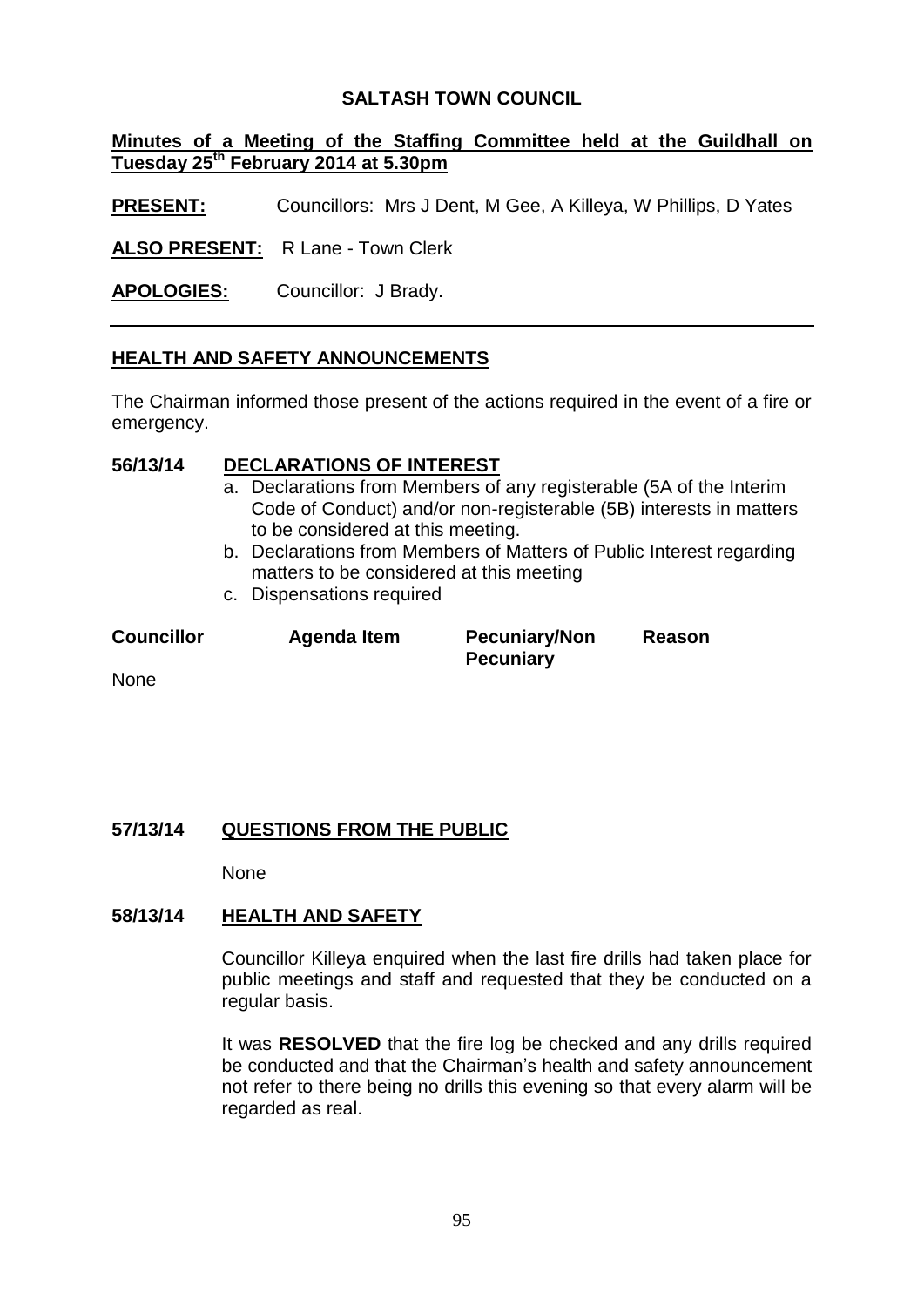# SALTASH TOWN COUNCIL

**Minutes of a Meeting of the Staffing Committee held at the Guildhall on Tuesday 25th February 2014 at 5.30pm**

**PRESENT:** Councillors: Mrs J Dent, M Gee, A Killeya, W Phillips, D Yates

**ALSO PRESENT:** R Lane - Town Clerk

**APOLOGIES:** Councillor: J Brady.

---

## HEALTH AND SAFETY ANNOUNCEMENTS

The Chairman informed those present of the actions required in the event of a fire or emergency.

## 56/13/14 DECLARATIONS OF INTEREST

a. Declarations from Members of any registerable (5A of the Interim Code of Conduct) and/or non-registerable (5B) interests in matters to be considered at this meeting.
b. Declarations from Members of Matters of Public Interest regarding matters to be considered at this meeting
c. Dispensations required

| Councillor | Agenda Item | Pecuniary/Non Pecuniary | Reason |
|---|---|---|---|
| None | | | |

## 57/13/14 QUESTIONS FROM THE PUBLIC

None

## 58/13/14 HEALTH AND SAFETY

Councillor Killeya enquired when the last fire drills had taken place for public meetings and staff and requested that they be conducted on a regular basis.

It was **RESOLVED** that the fire log be checked and any drills required be conducted and that the Chairman's health and safety announcement not refer to there being no drills this evening so that every alarm will be regarded as real.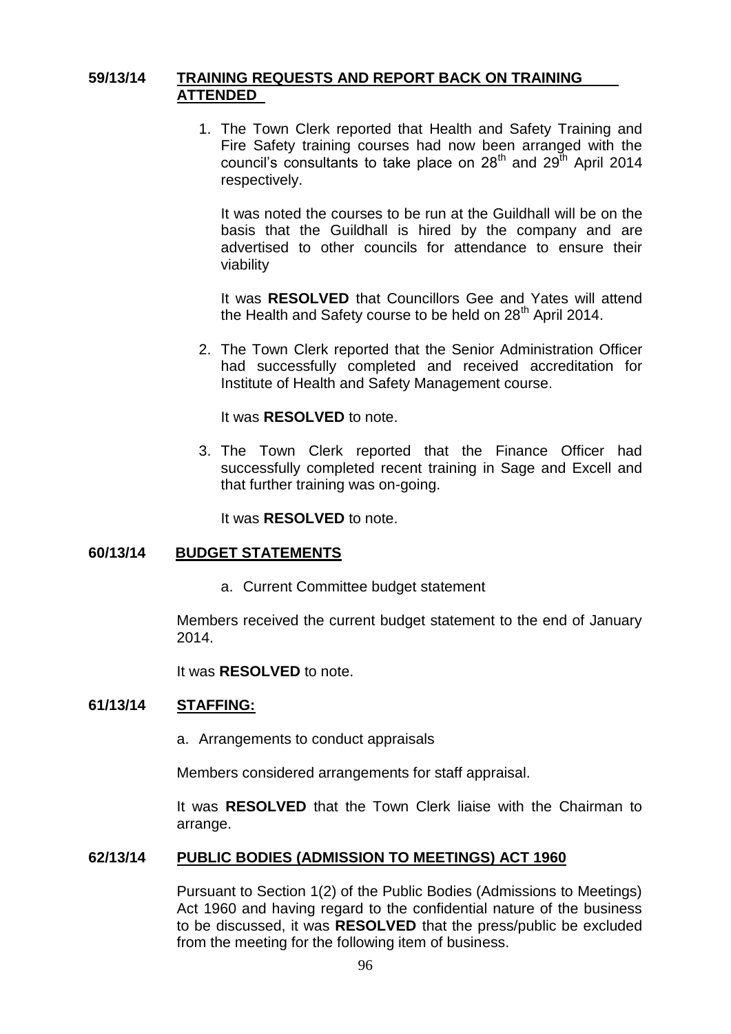## 59/13/14 TRAINING REQUESTS AND REPORT BACK ON TRAINING ATTENDED

1. The Town Clerk reported that Health and Safety Training and Fire Safety training courses had now been arranged with the council's consultants to take place on 28th and 29th April 2014 respectively.

   It was noted the courses to be run at the Guildhall will be on the basis that the Guildhall is hired by the company and are advertised to other councils for attendance to ensure their viability

   It was **RESOLVED** that Councillors Gee and Yates will attend the Health and Safety course to be held on 28th April 2014.

2. The Town Clerk reported that the Senior Administration Officer had successfully completed and received accreditation for Institute of Health and Safety Management course.

   It was **RESOLVED** to note.

3. The Town Clerk reported that the Finance Officer had successfully completed recent training in Sage and Excell and that further training was on-going.

   It was **RESOLVED** to note.

## 60/13/14 BUDGET STATEMENTS

a. Current Committee budget statement

Members received the current budget statement to the end of January 2014.

It was **RESOLVED** to note.

## 61/13/14 STAFFING:

a. Arrangements to conduct appraisals

Members considered arrangements for staff appraisal.

It was **RESOLVED** that the Town Clerk liaise with the Chairman to arrange.

## 62/13/14 PUBLIC BODIES (ADMISSION TO MEETINGS) ACT 1960

Pursuant to Section 1(2) of the Public Bodies (Admissions to Meetings) Act 1960 and having regard to the confidential nature of the business to be discussed, it was **RESOLVED** that the press/public be excluded from the meeting for the following item of business.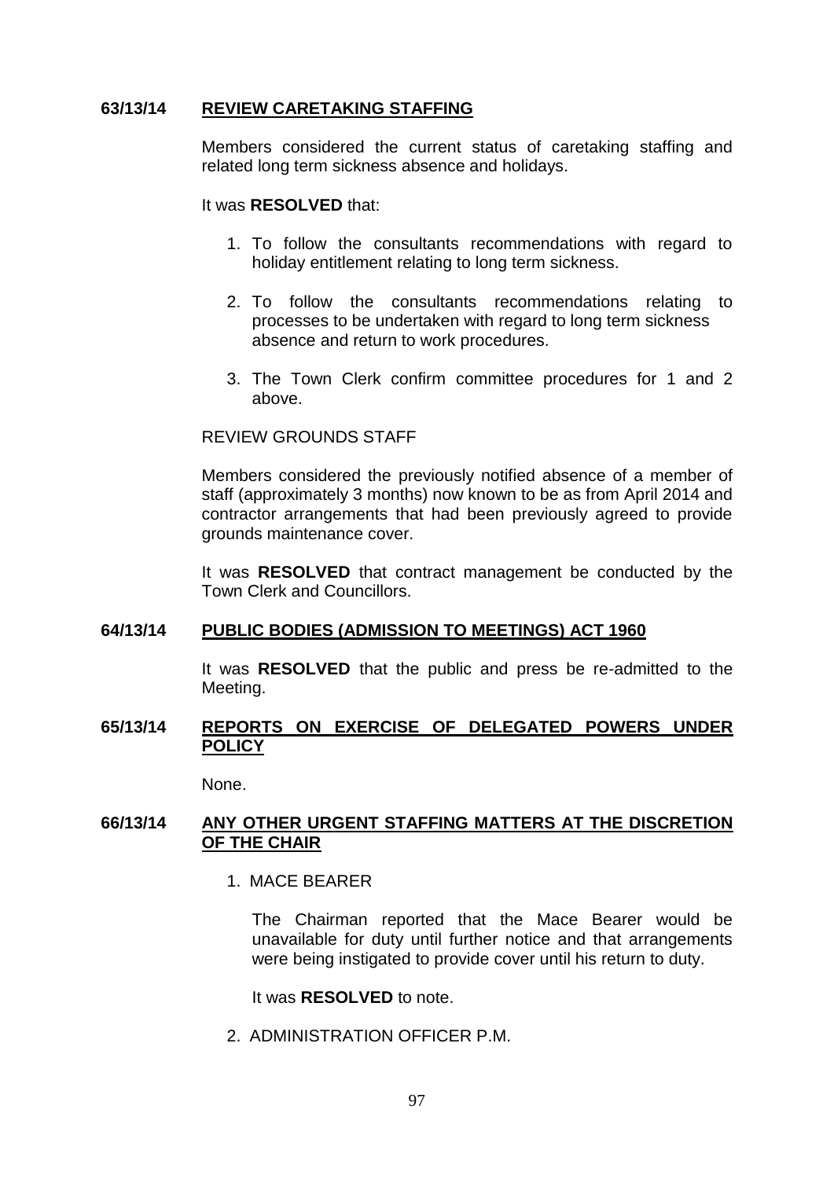**63/13/14 REVIEW CARETAKING STAFFING**

Members considered the current status of caretaking staffing and related long term sickness absence and holidays.

It was **RESOLVED** that:

1. To follow the consultants recommendations with regard to holiday entitlement relating to long term sickness.
2. To follow the consultants recommendations relating to processes to be undertaken with regard to long term sickness absence and return to work procedures.
3. The Town Clerk confirm committee procedures for 1 and 2 above.

REVIEW GROUNDS STAFF

Members considered the previously notified absence of a member of staff (approximately 3 months) now known to be as from April 2014 and contractor arrangements that had been previously agreed to provide grounds maintenance cover.

It was **RESOLVED** that contract management be conducted by the Town Clerk and Councillors.

**64/13/14 PUBLIC BODIES (ADMISSION TO MEETINGS) ACT 1960**

It was **RESOLVED** that the public and press be re-admitted to the Meeting.

**65/13/14 REPORTS ON EXERCISE OF DELEGATED POWERS UNDER POLICY**

None.

**66/13/14 ANY OTHER URGENT STAFFING MATTERS AT THE DISCRETION OF THE CHAIR**

1. MACE BEARER

   The Chairman reported that the Mace Bearer would be unavailable for duty until further notice and that arrangements were being instigated to provide cover until his return to duty.

   It was **RESOLVED** to note.

2. ADMINISTRATION OFFICER P.M.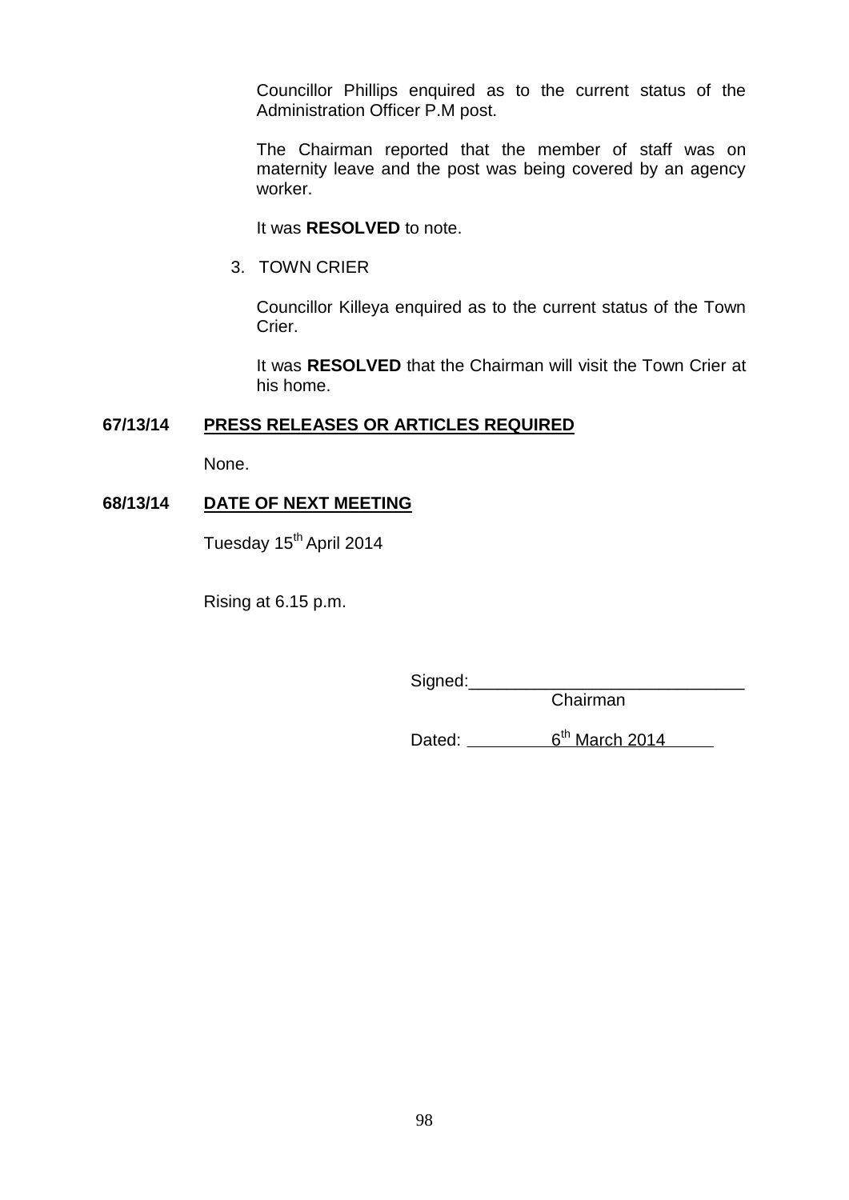Councillor Phillips enquired as to the current status of the Administration Officer P.M post.

The Chairman reported that the member of staff was on maternity leave and the post was being covered by an agency worker.

It was **RESOLVED** to note.

3. TOWN CRIER

Councillor Killeya enquired as to the current status of the Town Crier.

It was **RESOLVED** that the Chairman will visit the Town Crier at his home.

**67/13/14 PRESS RELEASES OR ARTICLES REQUIRED**

None.

**68/13/14 DATE OF NEXT MEETING**

Tuesday 15th April 2014

Rising at 6.15 p.m.

Signed:_____________________________
Chairman

Dated: 6th March 2014